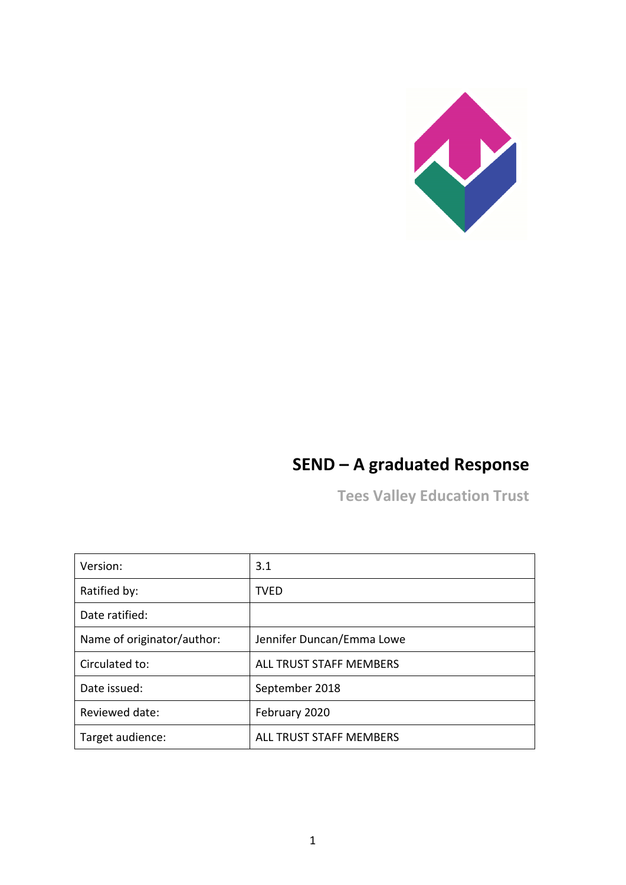# SEND – A graduated Response

## Tees Valley Education Trust

| | |
|---|---|
| Version: | 3.1 |
| Ratified by: | TVED |
| Date ratified: | |
| Name of originator/author: | Jennifer Duncan/Emma Lowe |
| Circulated to: | ALL TRUST STAFF MEMBERS |
| Date issued: | September 2018 |
| Reviewed date: | February 2020 |
| Target audience: | ALL TRUST STAFF MEMBERS |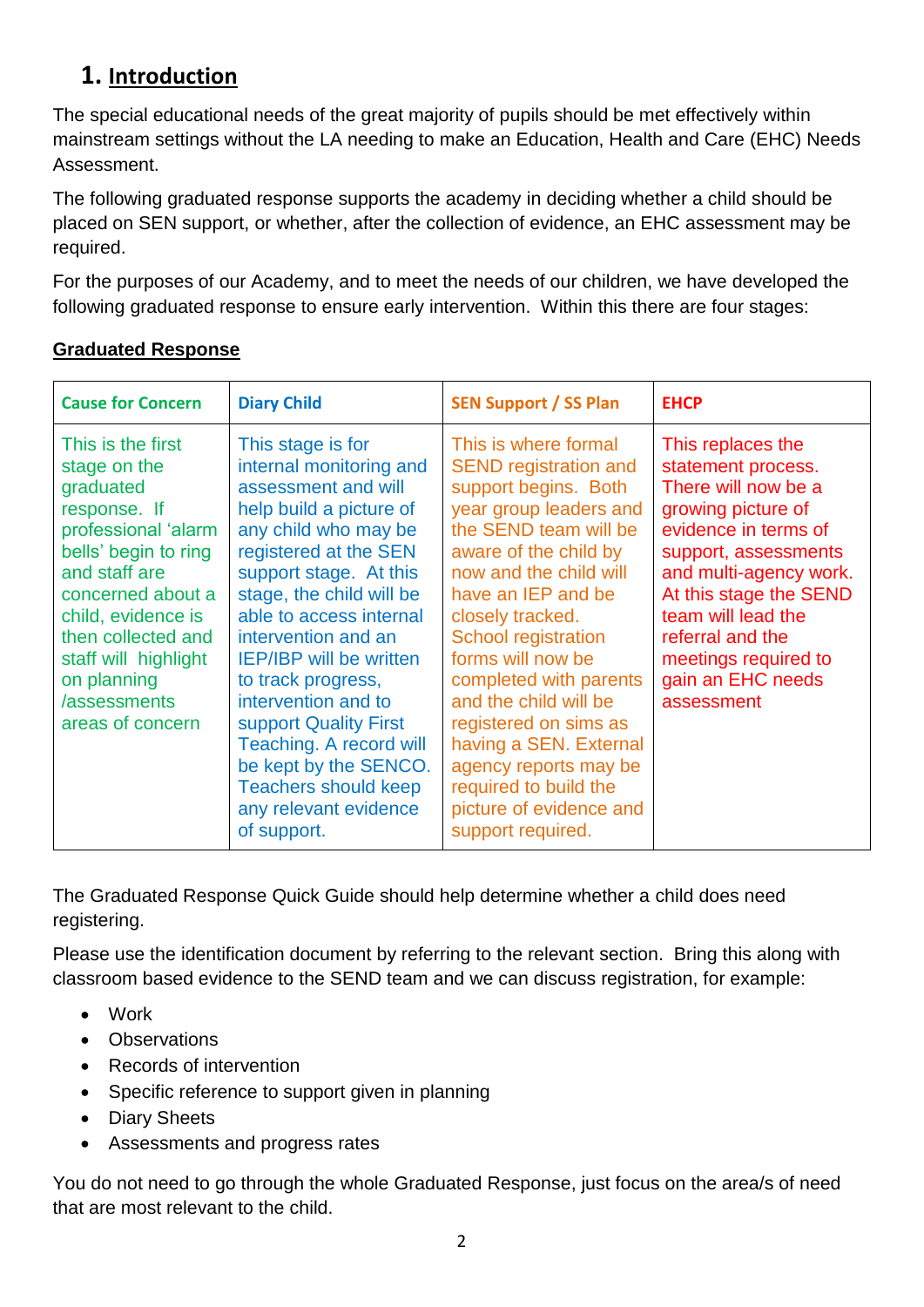# 1. Introduction

The special educational needs of the great majority of pupils should be met effectively within mainstream settings without the LA needing to make an Education, Health and Care (EHC) Needs Assessment.

The following graduated response supports the academy in deciding whether a child should be placed on SEN support, or whether, after the collection of evidence, an EHC assessment may be required.

For the purposes of our Academy, and to meet the needs of our children, we have developed the following graduated response to ensure early intervention. Within this there are four stages:

**Graduated Response**

| Cause for Concern | Diary Child | SEN Support / SS Plan | EHCP |
|---|---|---|---|
| This is the first stage on the graduated response. If professional 'alarm bells' begin to ring and staff are concerned about a child, evidence is then collected and staff will highlight on planning /assessments areas of concern | This stage is for internal monitoring and assessment and will help build a picture of any child who may be registered at the SEN support stage. At this stage, the child will be able to access internal intervention and an IEP/IBP will be written to track progress, intervention and to support Quality First Teaching. A record will be kept by the SENCO. Teachers should keep any relevant evidence of support. | This is where formal SEND registration and support begins. Both year group leaders and the SEND team will be aware of the child by now and the child will have an IEP and be closely tracked. School registration forms will now be completed with parents and the child will be registered on sims as having a SEN. External agency reports may be required to build the picture of evidence and support required. | This replaces the statement process. There will now be a growing picture of evidence in terms of support, assessments and multi-agency work. At this stage the SEND team will lead the referral and the meetings required to gain an EHC needs assessment |

The Graduated Response Quick Guide should help determine whether a child does need registering.

Please use the identification document by referring to the relevant section. Bring this along with classroom based evidence to the SEND team and we can discuss registration, for example:

- Work
- Observations
- Records of intervention
- Specific reference to support given in planning
- Diary Sheets
- Assessments and progress rates

You do not need to go through the whole Graduated Response, just focus on the area/s of need that are most relevant to the child.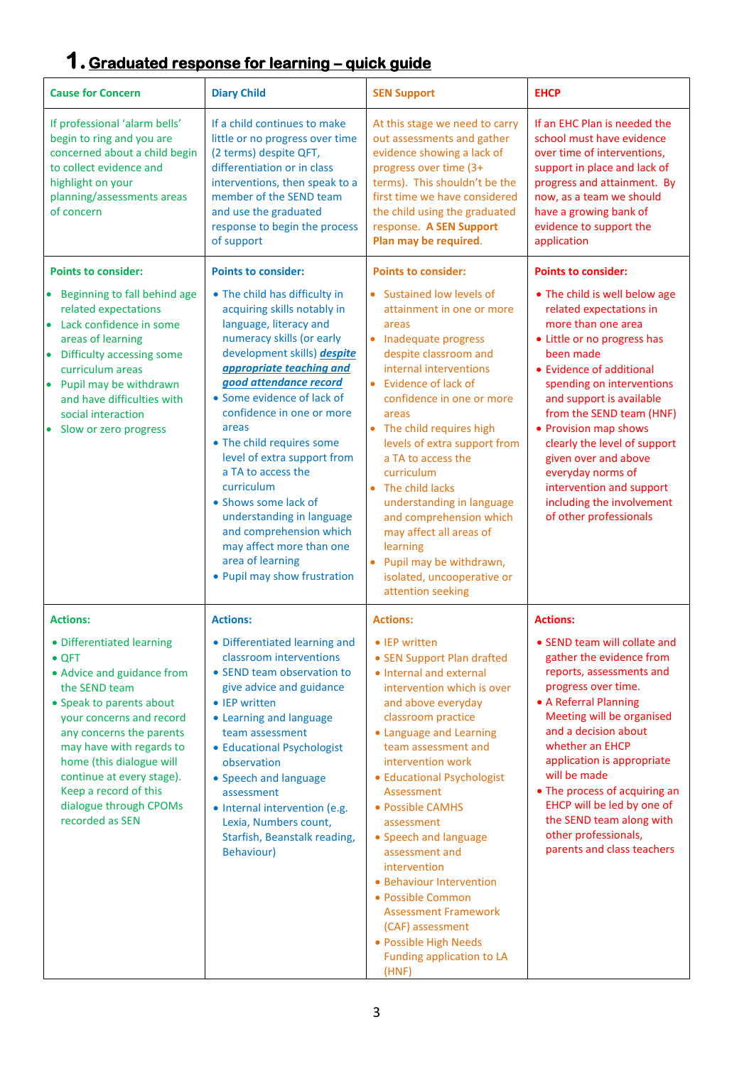# 1. Graduated response for learning – quick guide

| Cause for Concern | Diary Child | SEN Support | EHCP |
|---|---|---|---|
| If professional 'alarm bells' begin to ring and you are concerned about a child begin to collect evidence and highlight on your planning/assessments areas of concern | If a child continues to make little or no progress over time (2 terms) despite QFT, differentiation or in class interventions, then speak to a member of the SEND team and use the graduated response to begin the process of support | At this stage we need to carry out assessments and gather evidence showing a lack of progress over time (3+ terms). This shouldn't be the first time we have considered the child using the graduated response. **A SEN Support Plan may be required**. | If an EHC Plan is needed the school must have evidence over time of interventions, support in place and lack of progress and attainment. By now, as a team we should have a growing bank of evidence to support the application |
| **Points to consider:**<br>• Beginning to fall behind age related expectations<br>• Lack confidence in some areas of learning<br>• Difficulty accessing some curriculum areas<br>• Pupil may be withdrawn and have difficulties with social interaction<br>• Slow or zero progress | **Points to consider:**<br>• The child has difficulty in acquiring skills notably in language, literacy and numeracy skills (or early development skills) ***despite appropriate teaching and good attendance record***<br>• Some evidence of lack of confidence in one or more areas<br>• The child requires some level of extra support from a TA to access the curriculum<br>• Shows some lack of understanding in language and comprehension which may affect more than one area of learning<br>• Pupil may show frustration | **Points to consider:**<br>• Sustained low levels of attainment in one or more areas<br>• Inadequate progress despite classroom and internal interventions<br>• Evidence of lack of confidence in one or more areas<br>• The child requires high levels of extra support from a TA to access the curriculum<br>• The child lacks understanding in language and comprehension which may affect all areas of learning<br>• Pupil may be withdrawn, isolated, uncooperative or attention seeking | **Points to consider:**<br>• The child is well below age related expectations in more than one area<br>• Little or no progress has been made<br>• Evidence of additional spending on interventions and support is available from the SEND team (HNF)<br>• Provision map shows clearly the level of support given over and above everyday norms of intervention and support including the involvement of other professionals |
| **Actions:**<br>• Differentiated learning<br>• QFT<br>• Advice and guidance from the SEND team<br>• Speak to parents about your concerns and record any concerns the parents may have with regards to home (this dialogue will continue at every stage). Keep a record of this dialogue through CPOMs recorded as SEN | **Actions:**<br>• Differentiated learning and classroom interventions<br>• SEND team observation to give advice and guidance<br>• IEP written<br>• Learning and language team assessment<br>• Educational Psychologist observation<br>• Speech and language assessment<br>• Internal intervention (e.g. Lexia, Numbers count, Starfish, Beanstalk reading, Behaviour) | **Actions:**<br>• IEP written<br>• SEN Support Plan drafted<br>• Internal and external intervention which is over and above everyday classroom practice<br>• Language and Learning team assessment and intervention work<br>• Educational Psychologist Assessment<br>• Possible CAMHS assessment<br>• Speech and language assessment and intervention<br>• Behaviour Intervention<br>• Possible Common Assessment Framework (CAF) assessment<br>• Possible High Needs Funding application to LA (HNF) | **Actions:**<br>• SEND team will collate and gather the evidence from reports, assessments and progress over time.<br>• A Referral Planning Meeting will be organised and a decision about whether an EHCP application is appropriate will be made<br>• The process of acquiring an EHCP will be led by one of the SEND team along with other professionals, parents and class teachers |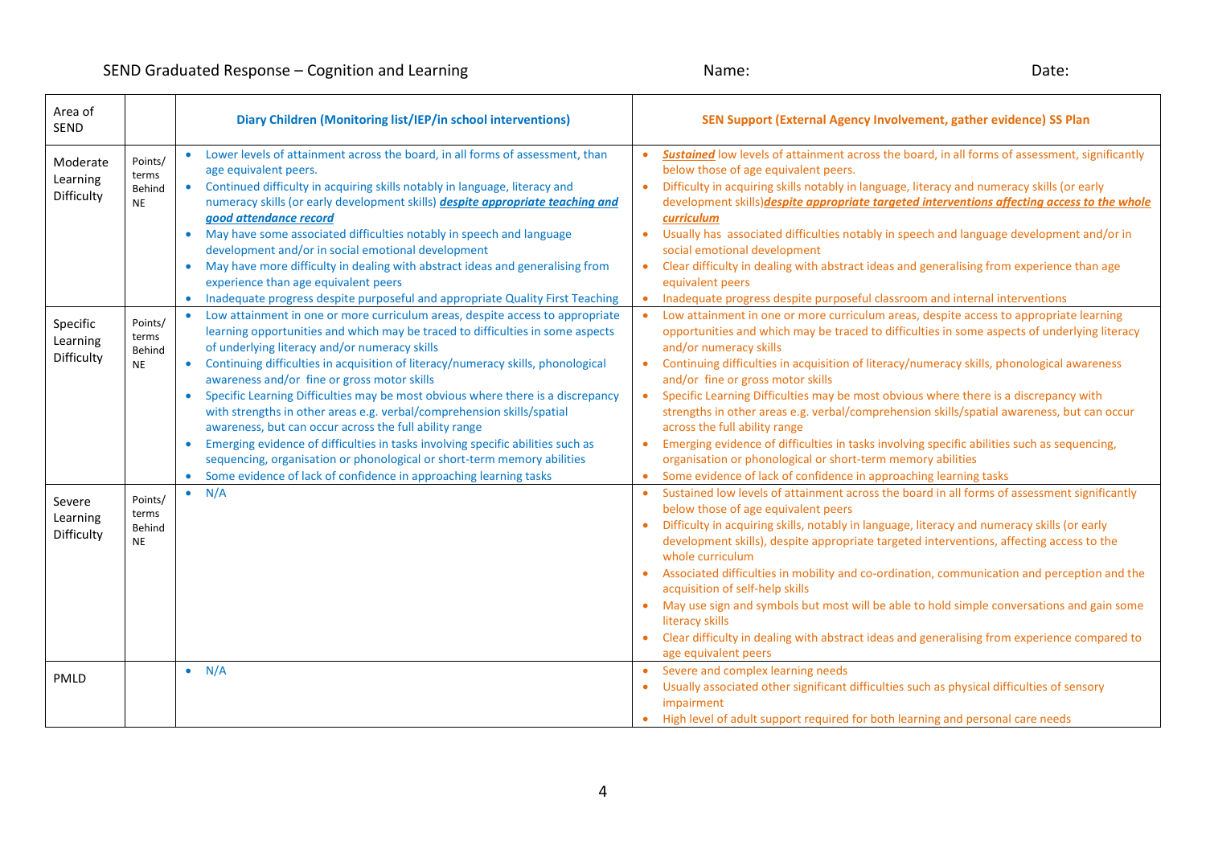SEND Graduated Response – Cognition and Learning Name: Date:

| Area of SEND | | Diary Children (Monitoring list/IEP/in school interventions) | SEN Support (External Agency Involvement, gather evidence) SS Plan |
|---|---|---|---|
| Moderate Learning Difficulty | Points/ terms Behind NE | • Lower levels of attainment across the board, in all forms of assessment, than age equivalent peers.<br>• Continued difficulty in acquiring skills notably in language, literacy and numeracy skills (or early development skills) ***despite appropriate teaching and good attendance record***<br>• May have some associated difficulties notably in speech and language development and/or in social emotional development<br>• May have more difficulty in dealing with abstract ideas and generalising from experience than age equivalent peers<br>• Inadequate progress despite purposeful and appropriate Quality First Teaching | • ***Sustained*** low levels of attainment across the board, in all forms of assessment, significantly below those of age equivalent peers.<br>• Difficulty in acquiring skills notably in language, literacy and numeracy skills (or early development skills)***despite appropriate targeted interventions affecting access to the whole curriculum***<br>• Usually has associated difficulties notably in speech and language development and/or in social emotional development<br>• Clear difficulty in dealing with abstract ideas and generalising from experience than age equivalent peers<br>• Inadequate progress despite purposeful classroom and internal interventions |
| Specific Learning Difficulty | Points/ terms Behind NE | • Low attainment in one or more curriculum areas, despite access to appropriate learning opportunities and which may be traced to difficulties in some aspects of underlying literacy and/or numeracy skills<br>• Continuing difficulties in acquisition of literacy/numeracy skills, phonological awareness and/or fine or gross motor skills<br>• Specific Learning Difficulties may be most obvious where there is a discrepancy with strengths in other areas e.g. verbal/comprehension skills/spatial awareness, but can occur across the full ability range<br>• Emerging evidence of difficulties in tasks involving specific abilities such as sequencing, organisation or phonological or short-term memory abilities<br>• Some evidence of lack of confidence in approaching learning tasks | • Low attainment in one or more curriculum areas, despite access to appropriate learning opportunities and which may be traced to difficulties in some aspects of underlying literacy and/or numeracy skills<br>• Continuing difficulties in acquisition of literacy/numeracy skills, phonological awareness and/or fine or gross motor skills<br>• Specific Learning Difficulties may be most obvious where there is a discrepancy with strengths in other areas e.g. verbal/comprehension skills/spatial awareness, but can occur across the full ability range<br>• Emerging evidence of difficulties in tasks involving specific abilities such as sequencing, organisation or phonological or short-term memory abilities<br>• Some evidence of lack of confidence in approaching learning tasks |
| Severe Learning Difficulty | Points/ terms Behind NE | • N/A | • Sustained low levels of attainment across the board in all forms of assessment significantly below those of age equivalent peers<br>• Difficulty in acquiring skills, notably in language, literacy and numeracy skills (or early development skills), despite appropriate targeted interventions, affecting access to the whole curriculum<br>• Associated difficulties in mobility and co-ordination, communication and perception and the acquisition of self-help skills<br>• May use sign and symbols but most will be able to hold simple conversations and gain some literacy skills<br>• Clear difficulty in dealing with abstract ideas and generalising from experience compared to age equivalent peers |
| PMLD | | • N/A | • Severe and complex learning needs<br>• Usually associated other significant difficulties such as physical difficulties of sensory impairment<br>• High level of adult support required for both learning and personal care needs |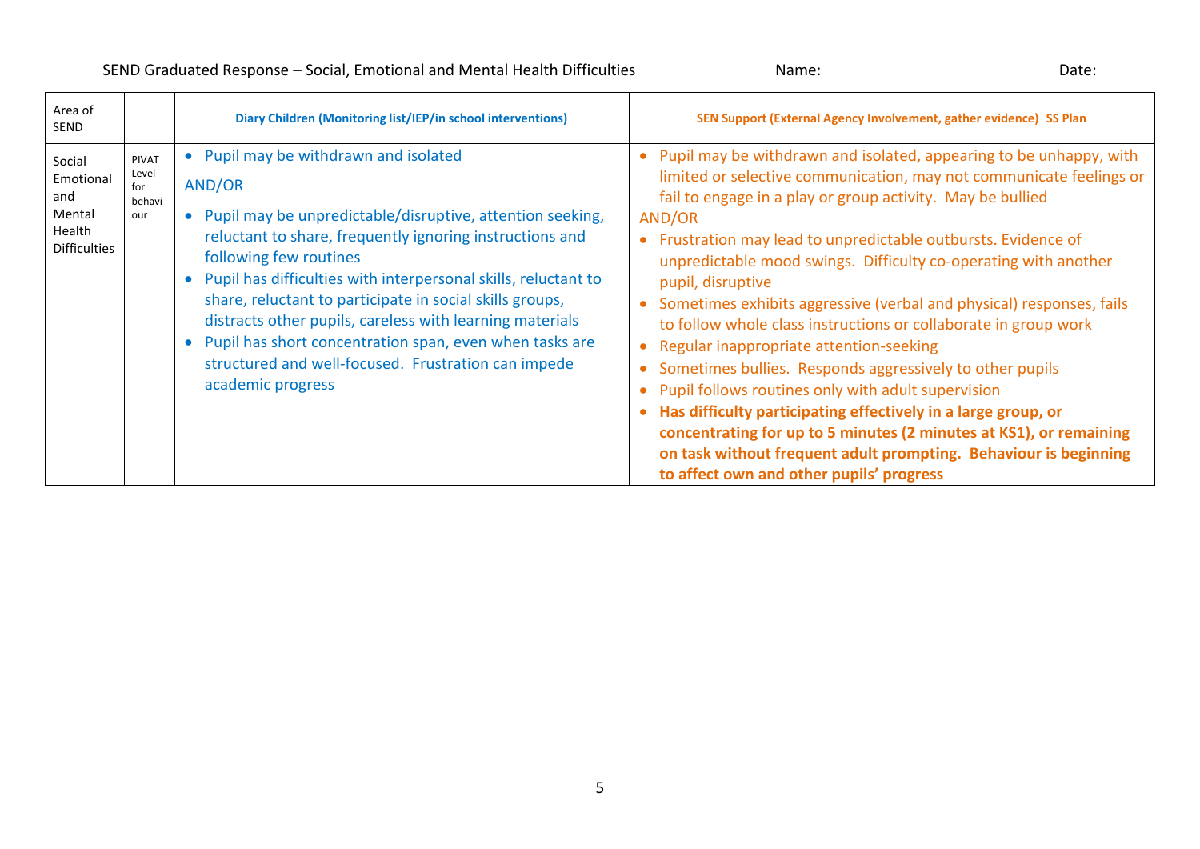SEND Graduated Response – Social, Emotional and Mental Health Difficulties Name: Date:

| Area of SEND | | Diary Children (Monitoring list/IEP/in school interventions) | SEN Support (External Agency Involvement, gather evidence) SS Plan |
|---|---|---|---|
| Social Emotional and Mental Health Difficulties | PIVAT Level for behaviour | • Pupil may be withdrawn and isolated<br>AND/OR<br>• Pupil may be unpredictable/disruptive, attention seeking, reluctant to share, frequently ignoring instructions and following few routines<br>• Pupil has difficulties with interpersonal skills, reluctant to share, reluctant to participate in social skills groups, distracts other pupils, careless with learning materials<br>• Pupil has short concentration span, even when tasks are structured and well-focused. Frustration can impede academic progress | • Pupil may be withdrawn and isolated, appearing to be unhappy, with limited or selective communication, may not communicate feelings or fail to engage in a play or group activity. May be bullied<br>AND/OR<br>• Frustration may lead to unpredictable outbursts. Evidence of unpredictable mood swings. Difficulty co-operating with another pupil, disruptive<br>• Sometimes exhibits aggressive (verbal and physical) responses, fails to follow whole class instructions or collaborate in group work<br>• Regular inappropriate attention-seeking<br>• Sometimes bullies. Responds aggressively to other pupils<br>• Pupil follows routines only with adult supervision<br>• **Has difficulty participating effectively in a large group, or concentrating for up to 5 minutes (2 minutes at KS1), or remaining on task without frequent adult prompting. Behaviour is beginning to affect own and other pupils' progress** |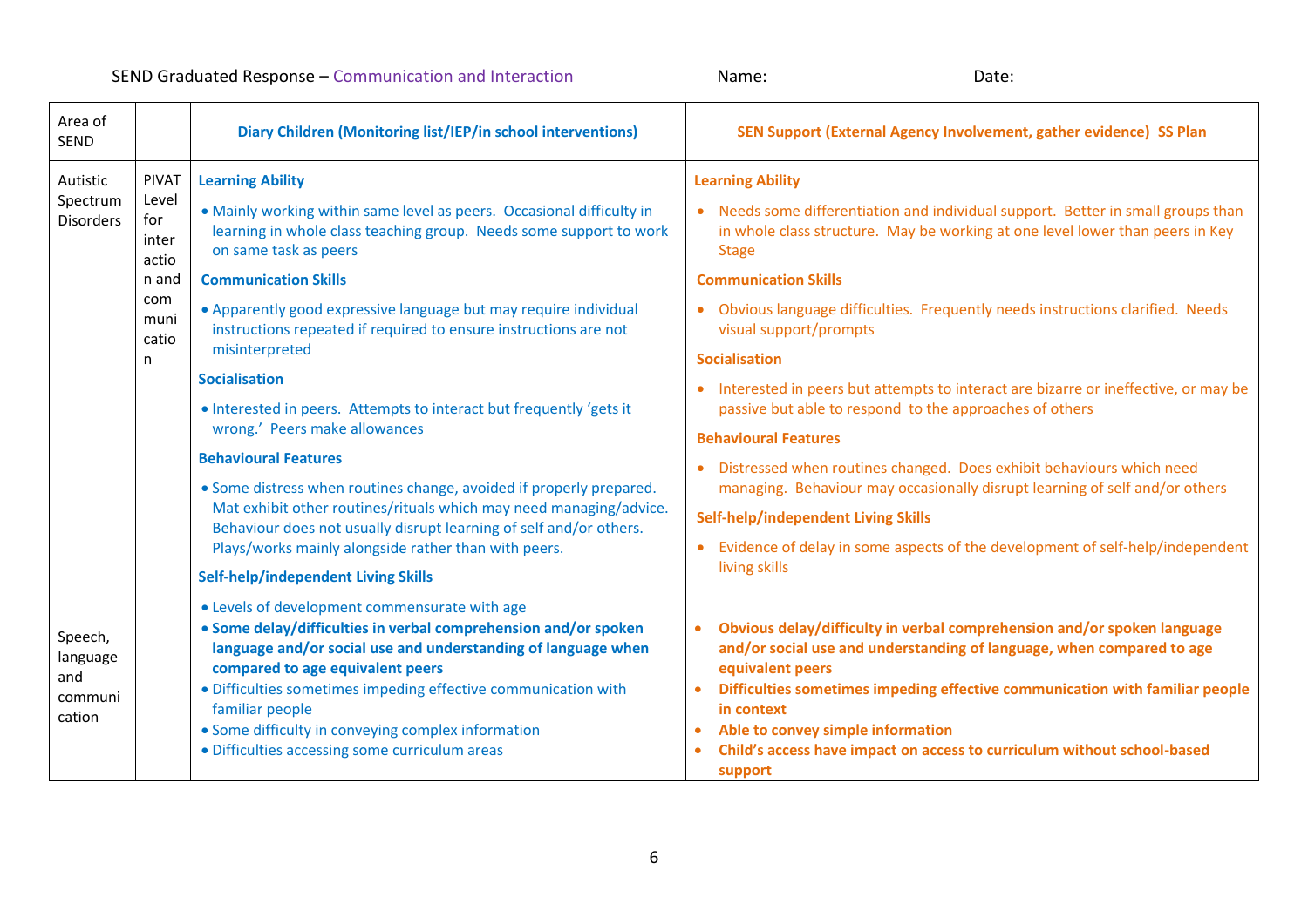SEND Graduated Response – Communication and Interaction Name: Date:

| Area of SEND | | Diary Children (Monitoring list/IEP/in school interventions) | SEN Support (External Agency Involvement, gather evidence) SS Plan |
|---|---|---|---|
| Autistic Spectrum Disorders | PIVAT Level for interaction and communication | **Learning Ability**<br>• Mainly working within same level as peers. Occasional difficulty in learning in whole class teaching group. Needs some support to work on same task as peers<br>**Communication Skills**<br>• Apparently good expressive language but may require individual instructions repeated if required to ensure instructions are not misinterpreted<br>**Socialisation**<br>• Interested in peers. Attempts to interact but frequently 'gets it wrong.' Peers make allowances<br>**Behavioural Features**<br>• Some distress when routines change, avoided if properly prepared. Mat exhibit other routines/rituals which may need managing/advice. Behaviour does not usually disrupt learning of self and/or others. Plays/works mainly alongside rather than with peers.<br>**Self-help/independent Living Skills**<br>• Levels of development commensurate with age | **Learning Ability**<br>• Needs some differentiation and individual support. Better in small groups than in whole class structure. May be working at one level lower than peers in Key Stage<br>**Communication Skills**<br>• Obvious language difficulties. Frequently needs instructions clarified. Needs visual support/prompts<br>**Socialisation**<br>• Interested in peers but attempts to interact are bizarre or ineffective, or may be passive but able to respond to the approaches of others<br>**Behavioural Features**<br>• Distressed when routines changed. Does exhibit behaviours which need managing. Behaviour may occasionally disrupt learning of self and/or others<br>**Self-help/independent Living Skills**<br>• Evidence of delay in some aspects of the development of self-help/independent living skills |
| Speech, language and communication | | • **Some delay/difficulties in verbal comprehension and/or spoken language and/or social use and understanding of language when compared to age equivalent peers**<br>• Difficulties sometimes impeding effective communication with familiar people<br>• Some difficulty in conveying complex information<br>• Difficulties accessing some curriculum areas | • **Obvious delay/difficulty in verbal comprehension and/or spoken language and/or social use and understanding of language, when compared to age equivalent peers**<br>• **Difficulties sometimes impeding effective communication with familiar people in context**<br>• **Able to convey simple information**<br>• **Child's access have impact on access to curriculum without school-based support** |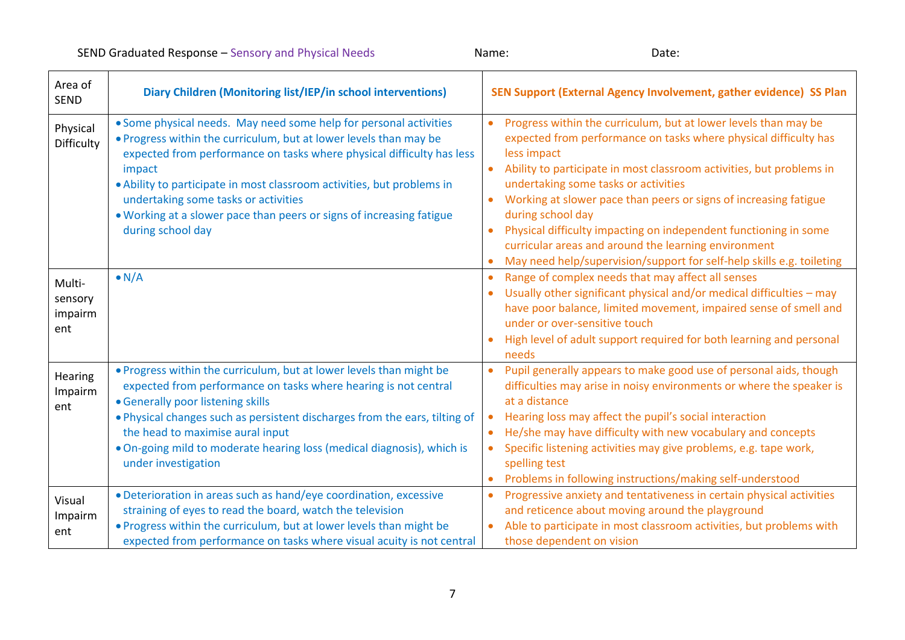SEND Graduated Response – Sensory and Physical Needs Name: Date:

| Area of SEND | Diary Children (Monitoring list/IEP/in school interventions) | SEN Support (External Agency Involvement, gather evidence) SS Plan |
|---|---|---|
| Physical Difficulty | • Some physical needs. May need some help for personal activities<br>• Progress within the curriculum, but at lower levels than may be expected from performance on tasks where physical difficulty has less impact<br>• Ability to participate in most classroom activities, but problems in undertaking some tasks or activities<br>• Working at a slower pace than peers or signs of increasing fatigue during school day | • Progress within the curriculum, but at lower levels than may be expected from performance on tasks where physical difficulty has less impact<br>• Ability to participate in most classroom activities, but problems in undertaking some tasks or activities<br>• Working at slower pace than peers or signs of increasing fatigue during school day<br>• Physical difficulty impacting on independent functioning in some curricular areas and around the learning environment<br>• May need help/supervision/support for self-help skills e.g. toileting |
| Multi-sensory impairment | • N/A | • Range of complex needs that may affect all senses<br>• Usually other significant physical and/or medical difficulties – may have poor balance, limited movement, impaired sense of smell and under or over-sensitive touch<br>• High level of adult support required for both learning and personal needs |
| Hearing Impairment | • Progress within the curriculum, but at lower levels than might be expected from performance on tasks where hearing is not central<br>• Generally poor listening skills<br>• Physical changes such as persistent discharges from the ears, tilting of the head to maximise aural input<br>• On-going mild to moderate hearing loss (medical diagnosis), which is under investigation | • Pupil generally appears to make good use of personal aids, though difficulties may arise in noisy environments or where the speaker is at a distance<br>• Hearing loss may affect the pupil's social interaction<br>• He/she may have difficulty with new vocabulary and concepts<br>• Specific listening activities may give problems, e.g. tape work, spelling test<br>• Problems in following instructions/making self-understood |
| Visual Impairment | • Deterioration in areas such as hand/eye coordination, excessive straining of eyes to read the board, watch the television<br>• Progress within the curriculum, but at lower levels than might be expected from performance on tasks where visual acuity is not central | • Progressive anxiety and tentativeness in certain physical activities and reticence about moving around the playground<br>• Able to participate in most classroom activities, but problems with those dependent on vision |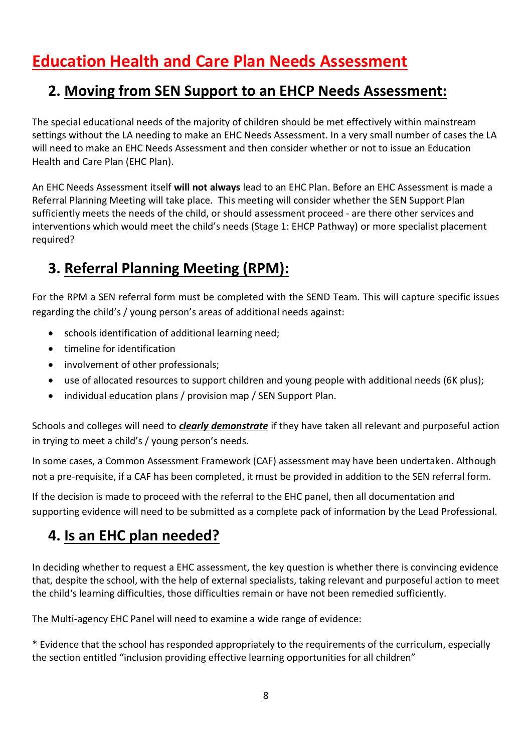# Education Health and Care Plan Needs Assessment

## 2. Moving from SEN Support to an EHCP Needs Assessment:

The special educational needs of the majority of children should be met effectively within mainstream settings without the LA needing to make an EHC Needs Assessment. In a very small number of cases the LA will need to make an EHC Needs Assessment and then consider whether or not to issue an Education Health and Care Plan (EHC Plan).

An EHC Needs Assessment itself **will not always** lead to an EHC Plan. Before an EHC Assessment is made a Referral Planning Meeting will take place. This meeting will consider whether the SEN Support Plan sufficiently meets the needs of the child, or should assessment proceed - are there other services and interventions which would meet the child's needs (Stage 1: EHCP Pathway) or more specialist placement required?

## 3. Referral Planning Meeting (RPM):

For the RPM a SEN referral form must be completed with the SEND Team. This will capture specific issues regarding the child's / young person's areas of additional needs against:

- schools identification of additional learning need;
- timeline for identification
- involvement of other professionals;
- use of allocated resources to support children and young people with additional needs (6K plus);
- individual education plans / provision map / SEN Support Plan.

Schools and colleges will need to ***clearly demonstrate*** if they have taken all relevant and purposeful action in trying to meet a child's / young person's needs.

In some cases, a Common Assessment Framework (CAF) assessment may have been undertaken. Although not a pre-requisite, if a CAF has been completed, it must be provided in addition to the SEN referral form.

If the decision is made to proceed with the referral to the EHC panel, then all documentation and supporting evidence will need to be submitted as a complete pack of information by the Lead Professional.

## 4. Is an EHC plan needed?

In deciding whether to request a EHC assessment, the key question is whether there is convincing evidence that, despite the school, with the help of external specialists, taking relevant and purposeful action to meet the child's learning difficulties, those difficulties remain or have not been remedied sufficiently.

The Multi-agency EHC Panel will need to examine a wide range of evidence:

* Evidence that the school has responded appropriately to the requirements of the curriculum, especially the section entitled "inclusion providing effective learning opportunities for all children"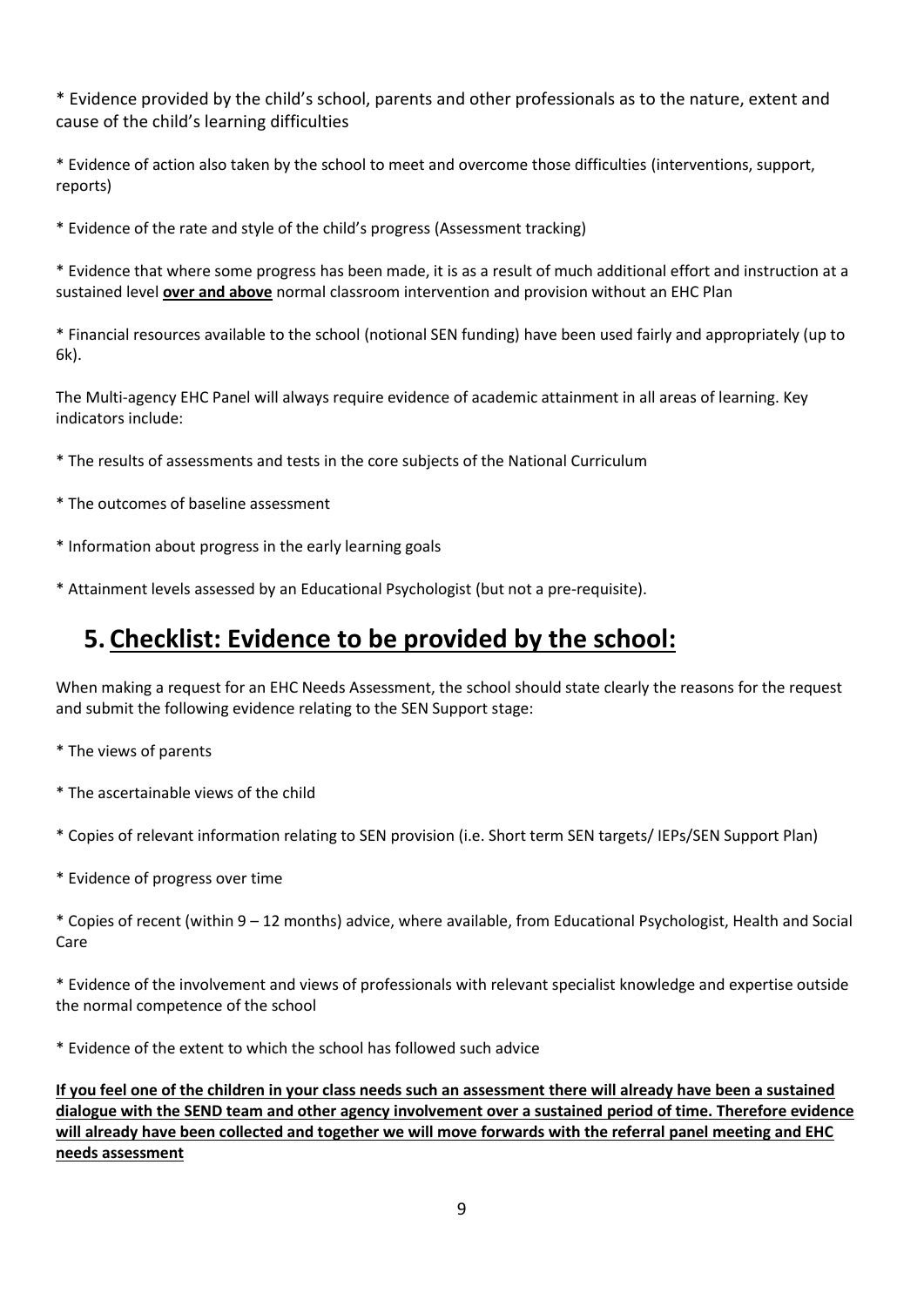* Evidence provided by the child's school, parents and other professionals as to the nature, extent and cause of the child's learning difficulties

* Evidence of action also taken by the school to meet and overcome those difficulties (interventions, support, reports)

* Evidence of the rate and style of the child's progress (Assessment tracking)

* Evidence that where some progress has been made, it is as a result of much additional effort and instruction at a sustained level **over and above** normal classroom intervention and provision without an EHC Plan

* Financial resources available to the school (notional SEN funding) have been used fairly and appropriately (up to 6k).

The Multi-agency EHC Panel will always require evidence of academic attainment in all areas of learning. Key indicators include:

* The results of assessments and tests in the core subjects of the National Curriculum

* The outcomes of baseline assessment

* Information about progress in the early learning goals

* Attainment levels assessed by an Educational Psychologist (but not a pre-requisite).

## 5. Checklist: Evidence to be provided by the school:

When making a request for an EHC Needs Assessment, the school should state clearly the reasons for the request and submit the following evidence relating to the SEN Support stage:

* The views of parents

* The ascertainable views of the child

* Copies of relevant information relating to SEN provision (i.e. Short term SEN targets/ IEPs/SEN Support Plan)

* Evidence of progress over time

* Copies of recent (within 9 – 12 months) advice, where available, from Educational Psychologist, Health and Social Care

* Evidence of the involvement and views of professionals with relevant specialist knowledge and expertise outside the normal competence of the school

* Evidence of the extent to which the school has followed such advice

**If you feel one of the children in your class needs such an assessment there will already have been a sustained dialogue with the SEND team and other agency involvement over a sustained period of time. Therefore evidence will already have been collected and together we will move forwards with the referral panel meeting and EHC needs assessment**